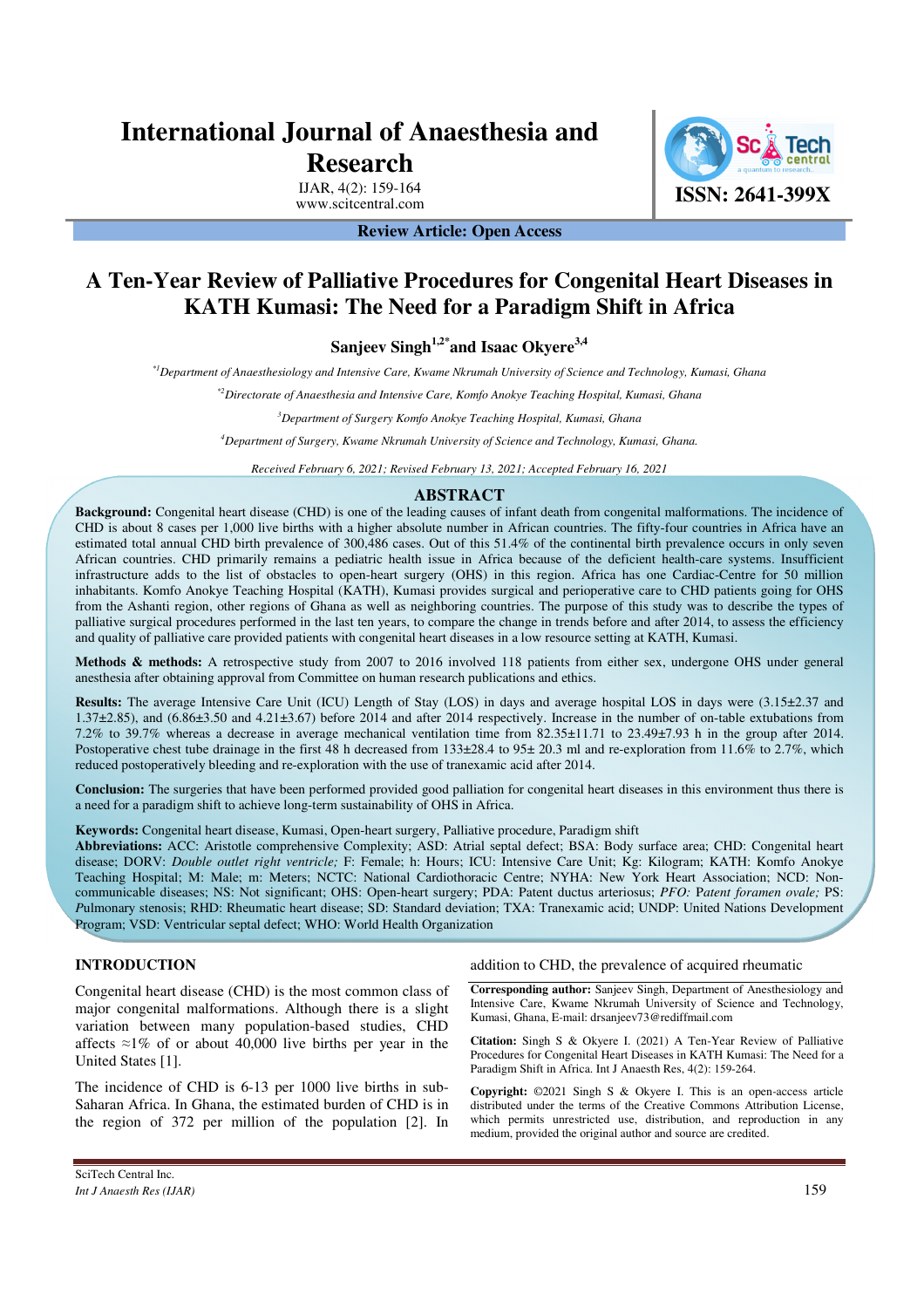# International Journal of Anaesthesia and Research

IJAR, 4(2): 159-164
www.scitcentral.com

ISSN: 2641-399X

**Review Article: Open Access**

# A Ten-Year Review of Palliative Procedures for Congenital Heart Diseases in KATH Kumasi: The Need for a Paradigm Shift in Africa

**Sanjeev Singh[1,2*] and Isaac Okyere[3,4]**

*[*1]Department of Anaesthesiology and Intensive Care, Kwame Nkrumah University of Science and Technology, Kumasi, Ghana*

*[*2]Directorate of Anaesthesia and Intensive Care, Komfo Anokye Teaching Hospital, Kumasi, Ghana*

*[3]Department of Surgery Komfo Anokye Teaching Hospital, Kumasi, Ghana*

*[4]Department of Surgery, Kwame Nkrumah University of Science and Technology, Kumasi, Ghana.*

*Received February 6, 2021; Revised February 13, 2021; Accepted February 16, 2021*

## ABSTRACT

**Background:** Congenital heart disease (CHD) is one of the leading causes of infant death from congenital malformations. The incidence of CHD is about 8 cases per 1,000 live births with a higher absolute number in African countries. The fifty-four countries in Africa have an estimated total annual CHD birth prevalence of 300,486 cases. Out of this 51.4% of the continental birth prevalence occurs in only seven African countries. CHD primarily remains a pediatric health issue in Africa because of the deficient health-care systems. Insufficient infrastructure adds to the list of obstacles to open-heart surgery (OHS) in this region. Africa has one Cardiac-Centre for 50 million inhabitants. Komfo Anokye Teaching Hospital (KATH), Kumasi provides surgical and perioperative care to CHD patients going for OHS from the Ashanti region, other regions of Ghana as well as neighboring countries. The purpose of this study was to describe the types of palliative surgical procedures performed in the last ten years, to compare the change in trends before and after 2014, to assess the efficiency and quality of palliative care provided patients with congenital heart diseases in a low resource setting at KATH, Kumasi.

**Methods & methods:** A retrospective study from 2007 to 2016 involved 118 patients from either sex, undergone OHS under general anesthesia after obtaining approval from Committee on human research publications and ethics.

**Results:** The average Intensive Care Unit (ICU) Length of Stay (LOS) in days and average hospital LOS in days were (3.15±2.37 and 1.37±2.85), and (6.86±3.50 and 4.21±3.67) before 2014 and after 2014 respectively. Increase in the number of on-table extubations from 7.2% to 39.7% whereas a decrease in average mechanical ventilation time from 82.35±11.71 to 23.49±7.93 h in the group after 2014. Postoperative chest tube drainage in the first 48 h decreased from 133±28.4 to 95± 20.3 ml and re-exploration from 11.6% to 2.7%, which reduced postoperatively bleeding and re-exploration with the use of tranexamic acid after 2014.

**Conclusion:** The surgeries that have been performed provided good palliation for congenital heart diseases in this environment thus there is a need for a paradigm shift to achieve long-term sustainability of OHS in Africa.

**Keywords:** Congenital heart disease, Kumasi, Open-heart surgery, Palliative procedure, Paradigm shift

**Abbreviations:** ACC: Aristotle comprehensive Complexity; ASD: Atrial septal defect; BSA: Body surface area; CHD: Congenital heart disease; DORV: *Double outlet right ventricle;* F: Female; h: Hours; ICU: Intensive Care Unit; Kg: Kilogram; KATH: Komfo Anokye Teaching Hospital; M: Male; m: Meters; NCTC: National Cardiothoracic Centre; NYHA: New York Heart Association; NCD: Non-communicable diseases; NS: Not significant; OHS: Open-heart surgery; PDA: Patent ductus arteriosus; *PFO:* Patent *foramen ovale;* PS: *P*ulmonary stenosis; RHD: Rheumatic heart disease; SD: Standard deviation; TXA: Tranexamic acid; UNDP: United Nations Development Program; VSD: Ventricular septal defect; WHO: World Health Organization

## INTRODUCTION

Congenital heart disease (CHD) is the most common class of major congenital malformations. Although there is a slight variation between many population-based studies, CHD affects ≈1% of or about 40,000 live births per year in the United States [1].

The incidence of CHD is 6-13 per 1000 live births in sub-Saharan Africa. In Ghana, the estimated burden of CHD is in the region of 372 per million of the population [2]. In addition to CHD, the prevalence of acquired rheumatic

**Corresponding author:** Sanjeev Singh, Department of Anesthesiology and Intensive Care, Kwame Nkrumah University of Science and Technology, Kumasi, Ghana, E-mail: drsanjeev73@rediffmail.com

**Citation:** Singh S & Okyere I. (2021) A Ten-Year Review of Palliative Procedures for Congenital Heart Diseases in KATH Kumasi: The Need for a Paradigm Shift in Africa. Int J Anaesth Res, 4(2): 159-264.

**Copyright:** ©2021 Singh S & Okyere I. This is an open-access article distributed under the terms of the Creative Commons Attribution License, which permits unrestricted use, distribution, and reproduction in any medium, provided the original author and source are credited.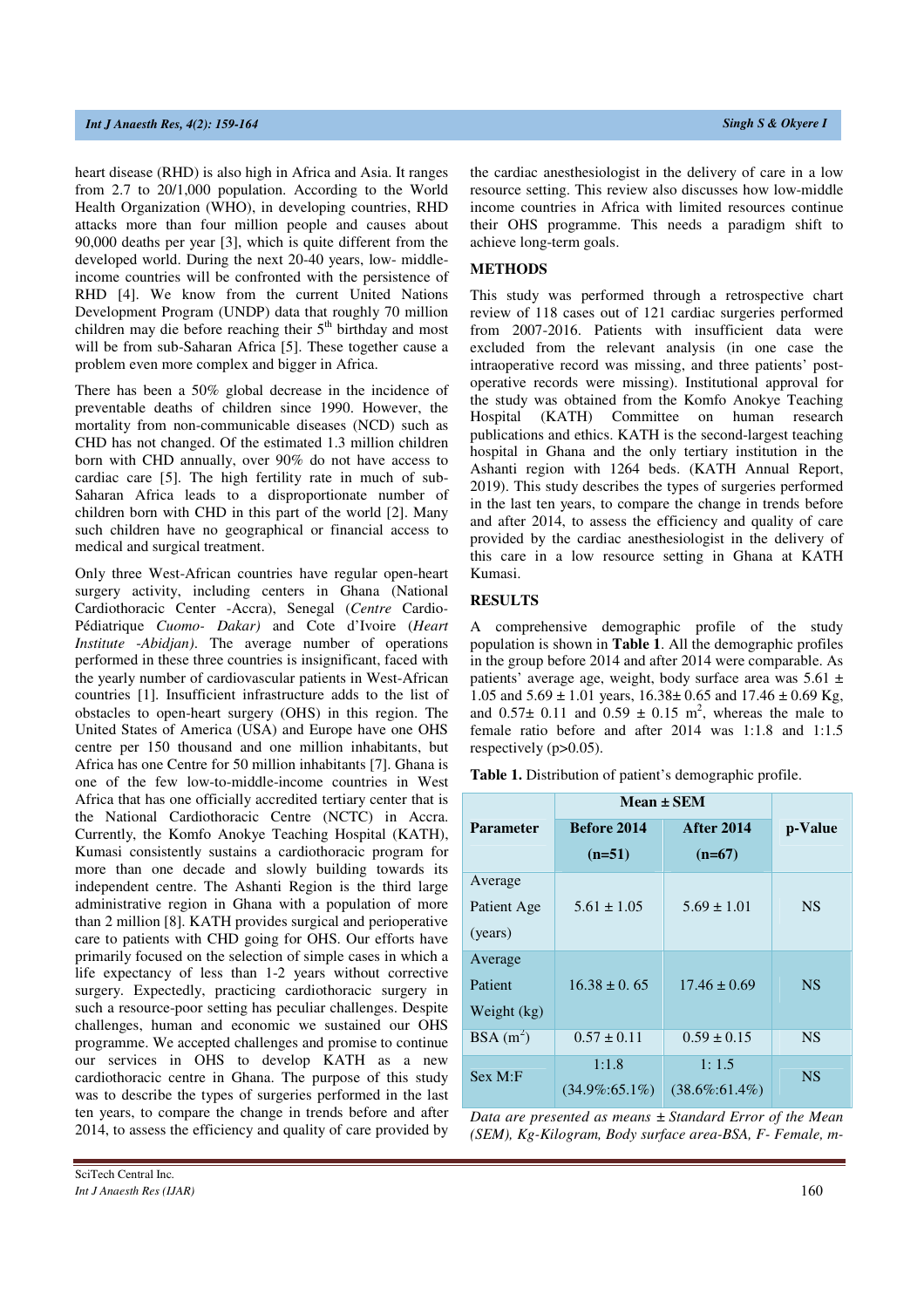heart disease (RHD) is also high in Africa and Asia. It ranges from 2.7 to 20/1,000 population. According to the World Health Organization (WHO), in developing countries, RHD attacks more than four million people and causes about 90,000 deaths per year [3], which is quite different from the developed world. During the next 20-40 years, low- middle-income countries will be confronted with the persistence of RHD [4]. We know from the current United Nations Development Program (UNDP) data that roughly 70 million children may die before reaching their 5th birthday and most will be from sub-Saharan Africa [5]. These together cause a problem even more complex and bigger in Africa.

There has been a 50% global decrease in the incidence of preventable deaths of children since 1990. However, the mortality from non-communicable diseases (NCD) such as CHD has not changed. Of the estimated 1.3 million children born with CHD annually, over 90% do not have access to cardiac care [5]. The high fertility rate in much of sub-Saharan Africa leads to a disproportionate number of children born with CHD in this part of the world [2]. Many such children have no geographical or financial access to medical and surgical treatment.

Only three West-African countries have regular open-heart surgery activity, including centers in Ghana (National Cardiothoracic Center -Accra), Senegal (*Centre* Cardio-Pédiatrique *Cuomo- Dakar)* and Cote d'Ivoire (*Heart Institute -Abidjan)*. The average number of operations performed in these three countries is insignificant, faced with the yearly number of cardiovascular patients in West-African countries [1]. Insufficient infrastructure adds to the list of obstacles to open-heart surgery (OHS) in this region. The United States of America (USA) and Europe have one OHS centre per 150 thousand and one million inhabitants, but Africa has one Centre for 50 million inhabitants [7]. Ghana is one of the few low-to-middle-income countries in West Africa that has one officially accredited tertiary center that is the National Cardiothoracic Centre (NCTC) in Accra. Currently, the Komfo Anokye Teaching Hospital (KATH), Kumasi consistently sustains a cardiothoracic program for more than one decade and slowly building towards its independent centre. The Ashanti Region is the third large administrative region in Ghana with a population of more than 2 million [8]. KATH provides surgical and perioperative care to patients with CHD going for OHS. Our efforts have primarily focused on the selection of simple cases in which a life expectancy of less than 1-2 years without corrective surgery. Expectedly, practicing cardiothoracic surgery in such a resource-poor setting has peculiar challenges. Despite challenges, human and economic we sustained our OHS programme. We accepted challenges and promise to continue our services in OHS to develop KATH as a new cardiothoracic centre in Ghana. The purpose of this study was to describe the types of surgeries performed in the last ten years, to compare the change in trends before and after 2014, to assess the efficiency and quality of care provided by the cardiac anesthesiologist in the delivery of care in a low resource setting. This review also discusses how low-middle income countries in Africa with limited resources continue their OHS programme. This needs a paradigm shift to achieve long-term goals.

## METHODS

This study was performed through a retrospective chart review of 118 cases out of 121 cardiac surgeries performed from 2007-2016. Patients with insufficient data were excluded from the relevant analysis (in one case the intraoperative record was missing, and three patients' post-operative records were missing). Institutional approval for the study was obtained from the Komfo Anokye Teaching Hospital (KATH) Committee on human research publications and ethics. KATH is the second-largest teaching hospital in Ghana and the only tertiary institution in the Ashanti region with 1264 beds. (KATH Annual Report, 2019). This study describes the types of surgeries performed in the last ten years, to compare the change in trends before and after 2014, to assess the efficiency and quality of care provided by the cardiac anesthesiologist in the delivery of this care in a low resource setting in Ghana at KATH Kumasi.

## RESULTS

A comprehensive demographic profile of the study population is shown in **Table 1**. All the demographic profiles in the group before 2014 and after 2014 were comparable. As patients' average age, weight, body surface area was 5.61 ± 1.05 and 5.69 ± 1.01 years, 16.38± 0.65 and 17.46 ± 0.69 Kg, and 0.57± 0.11 and 0.59 ± 0.15 $m^2$, whereas the male to female ratio before and after 2014 was 1:1.8 and 1:1.5 respectively (p>0.05).

**Table 1.** Distribution of patient's demographic profile.

| Parameter | Mean ± SEM | | p-Value |
|---|---|---|---|
| | Before 2014 (n=51) | After 2014 (n=67) | |
| Average Patient Age (years) | 5.61 ± 1.05 | 5.69 ± 1.01 | NS |
| Average Patient Weight (kg) | 16.38 ± 0. 65 | 17.46 ± 0.69 | NS |
| BSA ($m^2$) | 0.57 ± 0.11 | 0.59 ± 0.15 | NS |
| Sex M:F | 1:1.8 (34.9%:65.1%) | 1: 1.5 (38.6%:61.4%) | NS |

*Data are presented as means ± Standard Error of the Mean (SEM), Kg-Kilogram, Body surface area-BSA, F- Female, m-*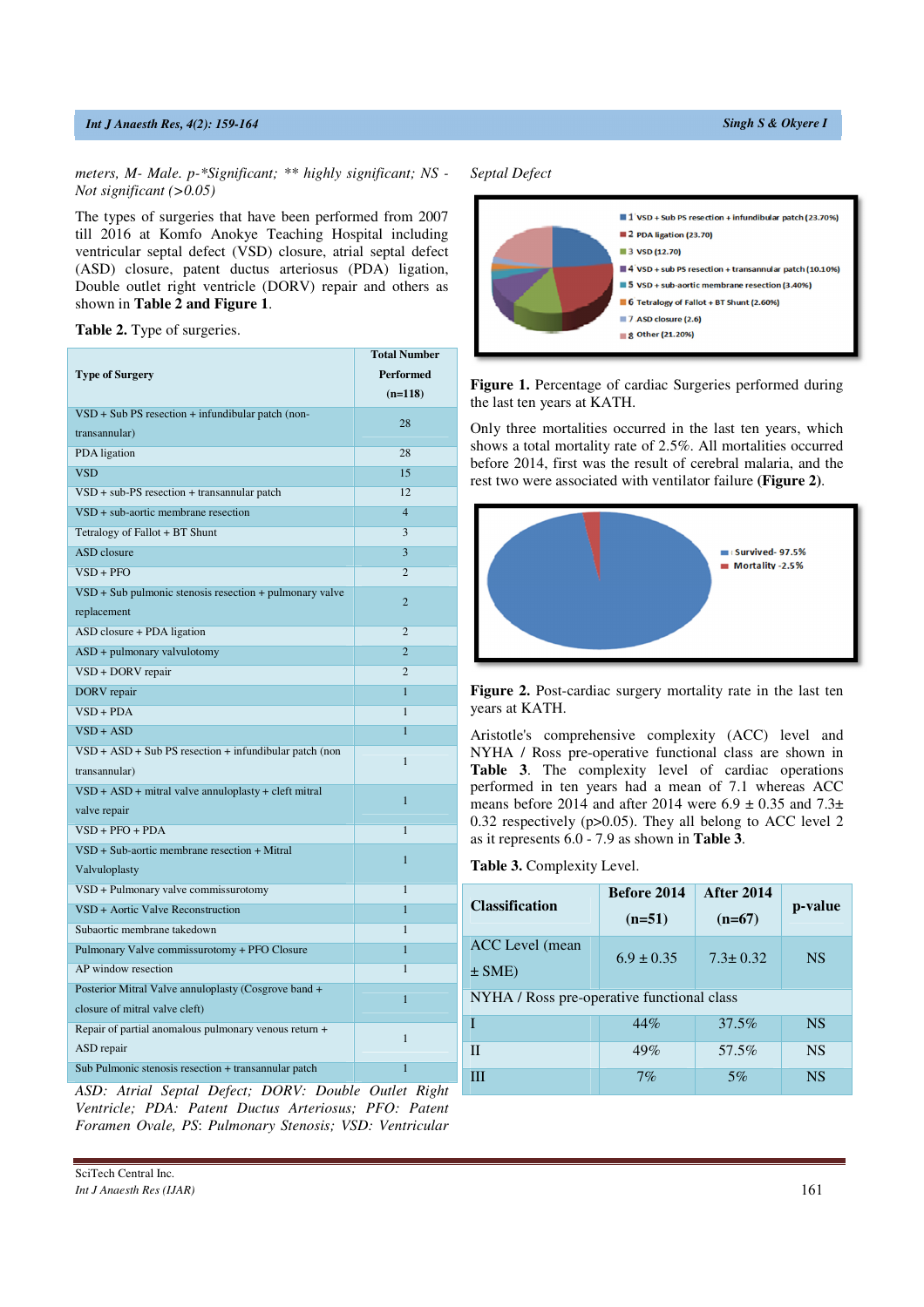meters, M- Male. p-*Significant; ** highly significant; NS - Not significant (>0.05)

The types of surgeries that have been performed from 2007 till 2016 at Komfo Anokye Teaching Hospital including ventricular septal defect (VSD) closure, atrial septal defect (ASD) closure, patent ductus arteriosus (PDA) ligation, Double outlet right ventricle (DORV) repair and others as shown in **Table 2 and Figure 1**.

**Table 2.** Type of surgeries.

| Type of Surgery | Total Number Performed (n=118) |
|---|---|
| VSD + Sub PS resection + infundibular patch (non-transannular) | 28 |
| PDA ligation | 28 |
| VSD | 15 |
| VSD + sub-PS resection + transannular patch | 12 |
| VSD + sub-aortic membrane resection | 4 |
| Tetralogy of Fallot + BT Shunt | 3 |
| ASD closure | 3 |
| VSD + PFO | 2 |
| VSD + Sub pulmonic stenosis resection + pulmonary valve replacement | 2 |
| ASD closure + PDA ligation | 2 |
| ASD + pulmonary valvulotomy | 2 |
| VSD + DORV repair | 2 |
| DORV repair | 1 |
| VSD + PDA | 1 |
| VSD + ASD | 1 |
| VSD + ASD + Sub PS resection + infundibular patch (non transannular) | 1 |
| VSD + ASD + mitral valve annuloplasty + cleft mitral valve repair | 1 |
| VSD + PFO + PDA | 1 |
| VSD + Sub-aortic membrane resection + Mitral Valvuloplasty | 1 |
| VSD + Pulmonary valve commissurotomy | 1 |
| VSD + Aortic Valve Reconstruction | 1 |
| Subaortic membrane takedown | 1 |
| Pulmonary Valve commissurotomy + PFO Closure | 1 |
| AP window resection | 1 |
| Posterior Mitral Valve annuloplasty (Cosgrove band + closure of mitral valve cleft) | 1 |
| Repair of partial anomalous pulmonary venous return + ASD repair | 1 |
| Sub Pulmonic stenosis resection + transannular patch | 1 |

*ASD: Atrial Septal Defect; DORV: Double Outlet Right Ventricle; PDA: Patent Ductus Arteriosus; PFO: Patent Foramen Ovale, PS: Pulmonary Stenosis; VSD: Ventricular Septal Defect*

**Figure 1.** Percentage of cardiac Surgeries performed during the last ten years at KATH.

Only three mortalities occurred in the last ten years, which shows a total mortality rate of 2.5%. All mortalities occurred before 2014, first was the result of cerebral malaria, and the rest two were associated with ventilator failure (**Figure 2**).

**Figure 2.** Post-cardiac surgery mortality rate in the last ten years at KATH.

Aristotle's comprehensive complexity (ACC) level and NYHA / Ross pre-operative functional class are shown in **Table 3**. The complexity level of cardiac operations performed in ten years had a mean of 7.1 whereas ACC means before 2014 and after 2014 were 6.9 ± 0.35 and 7.3± 0.32 respectively (p>0.05). They all belong to ACC level 2 as it represents 6.0 - 7.9 as shown in **Table 3**.

**Table 3.** Complexity Level.

| Classification | Before 2014 (n=51) | After 2014 (n=67) | p-value |
|---|---|---|---|
| ACC Level (mean ± SME) | 6.9 ± 0.35 | 7.3± 0.32 | NS |
| NYHA / Ross pre-operative functional class | | | |
| I | 44% | 37.5% | NS |
| II | 49% | 57.5% | NS |
| III | 7% | 5% | NS |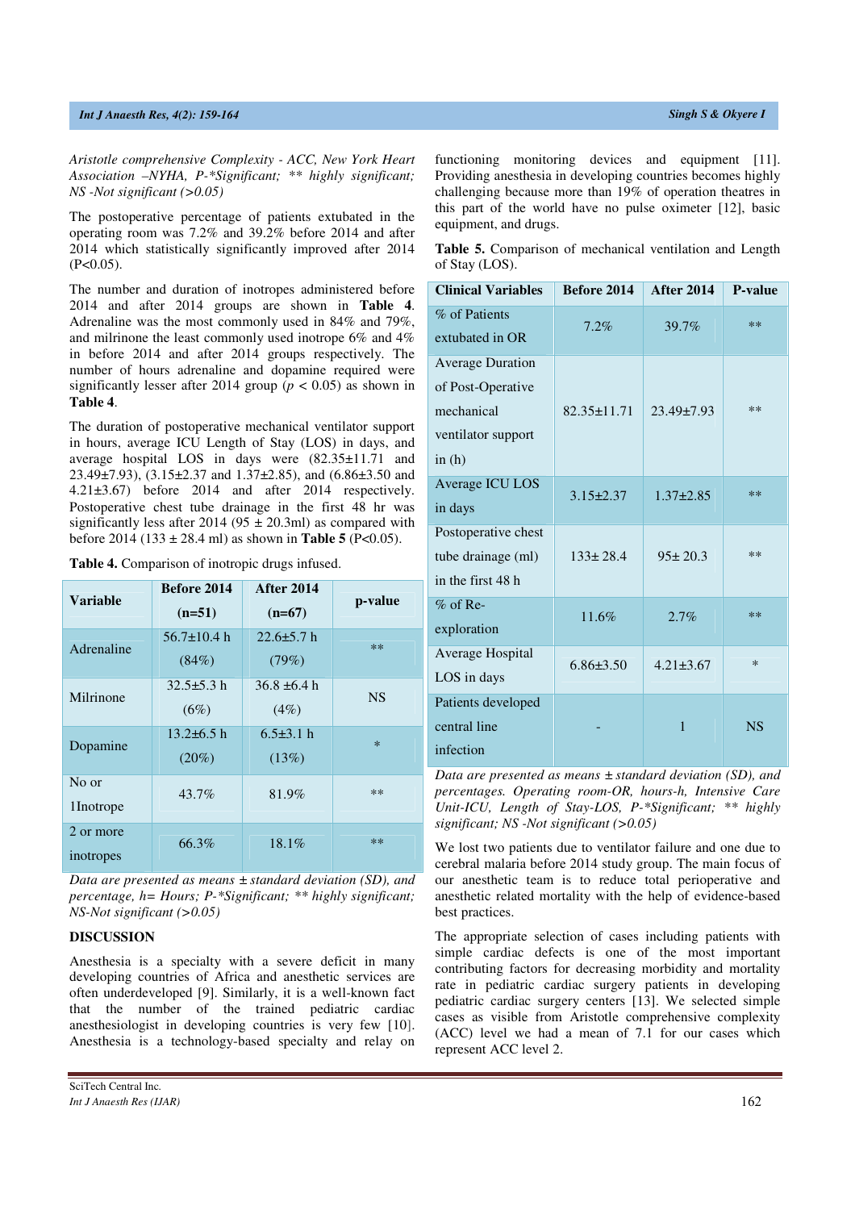*Aristotle comprehensive Complexity - ACC, New York Heart Association –NYHA, P-*Significant; ** highly significant; NS -Not significant (>0.05)*

The postoperative percentage of patients extubated in the operating room was 7.2% and 39.2% before 2014 and after 2014 which statistically significantly improved after 2014 (P<0.05).

The number and duration of inotropes administered before 2014 and after 2014 groups are shown in **Table 4**. Adrenaline was the most commonly used in 84% and 79%, and milrinone the least commonly used inotrope 6% and 4% in before 2014 and after 2014 groups respectively. The number of hours adrenaline and dopamine required were significantly lesser after 2014 group ($p < 0.05$) as shown in **Table 4**.

The duration of postoperative mechanical ventilator support in hours, average ICU Length of Stay (LOS) in days, and average hospital LOS in days were (82.35±11.71 and 23.49±7.93), (3.15±2.37 and 1.37±2.85), and (6.86±3.50 and 4.21±3.67) before 2014 and after 2014 respectively. Postoperative chest tube drainage in the first 48 hr was significantly less after 2014 (95 ± 20.3ml) as compared with before 2014 (133 ± 28.4 ml) as shown in **Table 5** (P<0.05).

**Table 4.** Comparison of inotropic drugs infused.

| Variable | Before 2014 (n=51) | After 2014 (n=67) | p-value |
|---|---|---|---|
| Adrenaline | 56.7±10.4 h (84%) | 22.6±5.7 h (79%) | ** |
| Milrinone | 32.5±5.3 h (6%) | 36.8 ±6.4 h (4%) | NS |
| Dopamine | 13.2±6.5 h (20%) | 6.5±3.1 h (13%) | * |
| No or 1Inotrope | 43.7% | 81.9% | ** |
| 2 or more inotropes | 66.3% | 18.1% | ** |

*Data are presented as means ± standard deviation (SD), and percentage, h= Hours; P-*Significant; ** highly significant; NS-Not significant (>0.05)*

## DISCUSSION

Anesthesia is a specialty with a severe deficit in many developing countries of Africa and anesthetic services are often underdeveloped [9]. Similarly, it is a well-known fact that the number of the trained pediatric cardiac anesthesiologist in developing countries is very few [10]. Anesthesia is a technology-based specialty and relay on functioning monitoring devices and equipment [11]. Providing anesthesia in developing countries becomes highly challenging because more than 19% of operation theatres in this part of the world have no pulse oximeter [12], basic equipment, and drugs.

**Table 5.** Comparison of mechanical ventilation and Length of Stay (LOS).

| Clinical Variables | Before 2014 | After 2014 | P-value |
|---|---|---|---|
| % of Patients extubated in OR | 7.2% | 39.7% | ** |
| Average Duration of Post-Operative mechanical ventilator support in (h) | 82.35±11.71 | 23.49±7.93 | ** |
| Average ICU LOS in days | 3.15±2.37 | 1.37±2.85 | ** |
| Postoperative chest tube drainage (ml) in the first 48 h | 133± 28.4 | 95± 20.3 | ** |
| % of Re-exploration | 11.6% | 2.7% | ** |
| Average Hospital LOS in days | 6.86±3.50 | 4.21±3.67 | * |
| Patients developed central line infection | - | 1 | NS |

*Data are presented as means ± standard deviation (SD), and percentages. Operating room-OR, hours-h, Intensive Care Unit-ICU, Length of Stay-LOS, P-*Significant; ** highly significant; NS -Not significant (>0.05)*

We lost two patients due to ventilator failure and one due to cerebral malaria before 2014 study group. The main focus of our anesthetic team is to reduce total perioperative and anesthetic related mortality with the help of evidence-based best practices.

The appropriate selection of cases including patients with simple cardiac defects is one of the most important contributing factors for decreasing morbidity and mortality rate in pediatric cardiac surgery patients in developing pediatric cardiac surgery centers [13]. We selected simple cases as visible from Aristotle comprehensive complexity (ACC) level we had a mean of 7.1 for our cases which represent ACC level 2.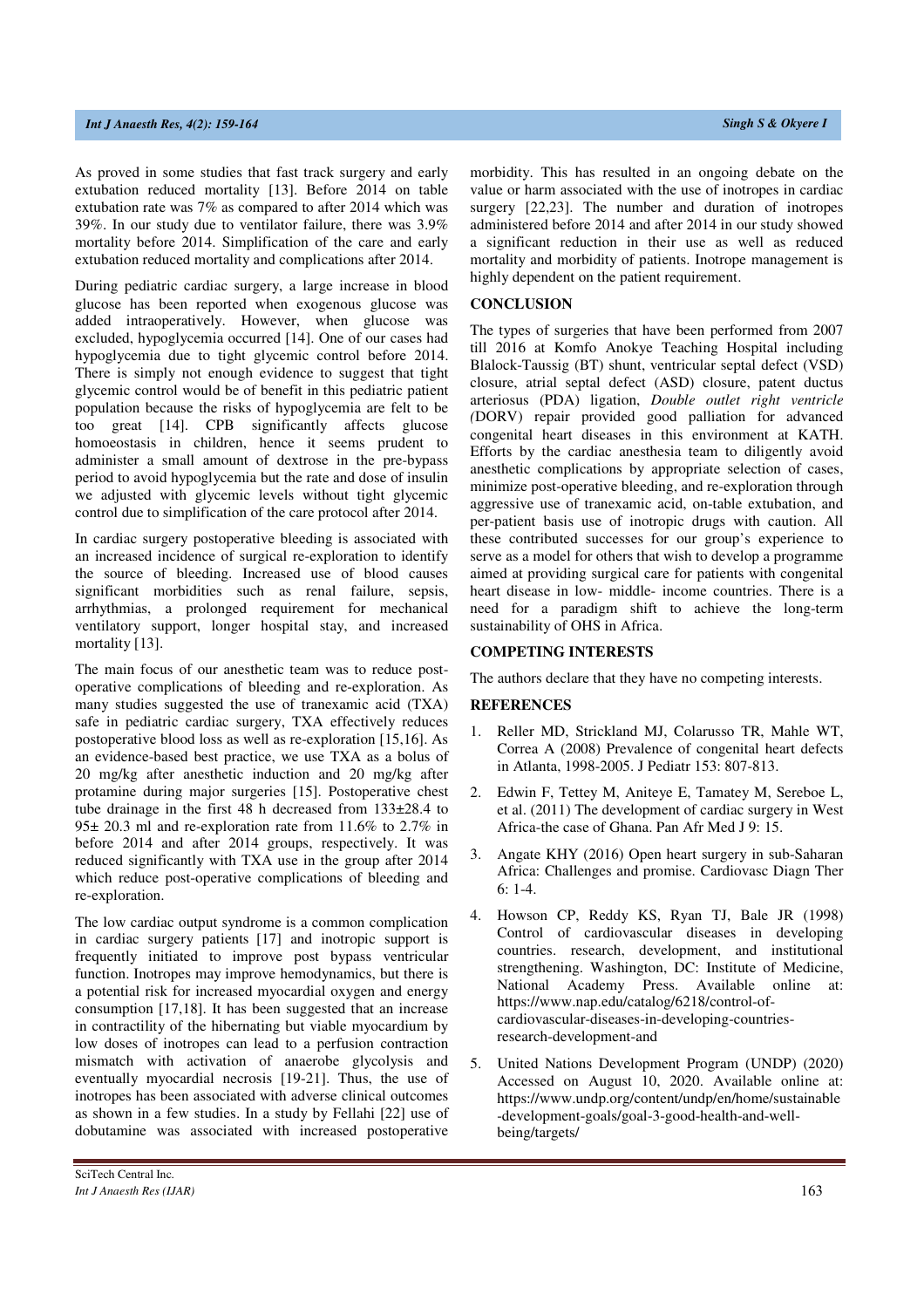As proved in some studies that fast track surgery and early extubation reduced mortality [13]. Before 2014 on table extubation rate was 7% as compared to after 2014 which was 39%. In our study due to ventilator failure, there was 3.9% mortality before 2014. Simplification of the care and early extubation reduced mortality and complications after 2014.

During pediatric cardiac surgery, a large increase in blood glucose has been reported when exogenous glucose was added intraoperatively. However, when glucose was excluded, hypoglycemia occurred [14]. One of our cases had hypoglycemia due to tight glycemic control before 2014. There is simply not enough evidence to suggest that tight glycemic control would be of benefit in this pediatric patient population because the risks of hypoglycemia are felt to be too great [14]. CPB significantly affects glucose homoeostasis in children, hence it seems prudent to administer a small amount of dextrose in the pre-bypass period to avoid hypoglycemia but the rate and dose of insulin we adjusted with glycemic levels without tight glycemic control due to simplification of the care protocol after 2014.

In cardiac surgery postoperative bleeding is associated with an increased incidence of surgical re-exploration to identify the source of bleeding. Increased use of blood causes significant morbidities such as renal failure, sepsis, arrhythmias, a prolonged requirement for mechanical ventilatory support, longer hospital stay, and increased mortality [13].

The main focus of our anesthetic team was to reduce post-operative complications of bleeding and re-exploration. As many studies suggested the use of tranexamic acid (TXA) safe in pediatric cardiac surgery, TXA effectively reduces postoperative blood loss as well as re-exploration [15,16]. As an evidence-based best practice, we use TXA as a bolus of 20 mg/kg after anesthetic induction and 20 mg/kg after protamine during major surgeries [15]. Postoperative chest tube drainage in the first 48 h decreased from 133±28.4 to 95± 20.3 ml and re-exploration rate from 11.6% to 2.7% in before 2014 and after 2014 groups, respectively. It was reduced significantly with TXA use in the group after 2014 which reduce post-operative complications of bleeding and re-exploration.

The low cardiac output syndrome is a common complication in cardiac surgery patients [17] and inotropic support is frequently initiated to improve post bypass ventricular function. Inotropes may improve hemodynamics, but there is a potential risk for increased myocardial oxygen and energy consumption [17,18]. It has been suggested that an increase in contractility of the hibernating but viable myocardium by low doses of inotropes can lead to a perfusion contraction mismatch with activation of anaerobe glycolysis and eventually myocardial necrosis [19-21]. Thus, the use of inotropes has been associated with adverse clinical outcomes as shown in a few studies. In a study by Fellahi [22] use of dobutamine was associated with increased postoperative morbidity. This has resulted in an ongoing debate on the value or harm associated with the use of inotropes in cardiac surgery [22,23]. The number and duration of inotropes administered before 2014 and after 2014 in our study showed a significant reduction in their use as well as reduced mortality and morbidity of patients. Inotrope management is highly dependent on the patient requirement.

## CONCLUSION

The types of surgeries that have been performed from 2007 till 2016 at Komfo Anokye Teaching Hospital including Blalock-Taussig (BT) shunt, ventricular septal defect (VSD) closure, atrial septal defect (ASD) closure, patent ductus arteriosus (PDA) ligation, *Double outlet right ventricle (*DORV) repair provided good palliation for advanced congenital heart diseases in this environment at KATH. Efforts by the cardiac anesthesia team to diligently avoid anesthetic complications by appropriate selection of cases, minimize post-operative bleeding, and re-exploration through aggressive use of tranexamic acid, on-table extubation, and per-patient basis use of inotropic drugs with caution. All these contributed successes for our group's experience to serve as a model for others that wish to develop a programme aimed at providing surgical care for patients with congenital heart disease in low- middle- income countries. There is a need for a paradigm shift to achieve the long-term sustainability of OHS in Africa.

## COMPETING INTERESTS

The authors declare that they have no competing interests.

## REFERENCES

1. Reller MD, Strickland MJ, Colarusso TR, Mahle WT, Correa A (2008) Prevalence of congenital heart defects in Atlanta, 1998-2005. J Pediatr 153: 807-813.
2. Edwin F, Tettey M, Aniteye E, Tamatey M, Sereboe L, et al. (2011) The development of cardiac surgery in West Africa-the case of Ghana. Pan Afr Med J 9: 15.
3. Angate KHY (2016) Open heart surgery in sub-Saharan Africa: Challenges and promise. Cardiovasc Diagn Ther 6: 1-4.
4. Howson CP, Reddy KS, Ryan TJ, Bale JR (1998) Control of cardiovascular diseases in developing countries. research, development, and institutional strengthening. Washington, DC: Institute of Medicine, National Academy Press. Available online at: https://www.nap.edu/catalog/6218/control-of-cardiovascular-diseases-in-developing-countries-research-development-and
5. United Nations Development Program (UNDP) (2020) Accessed on August 10, 2020. Available online at: https://www.undp.org/content/undp/en/home/sustainable-development-goals/goal-3-good-health-and-well-being/targets/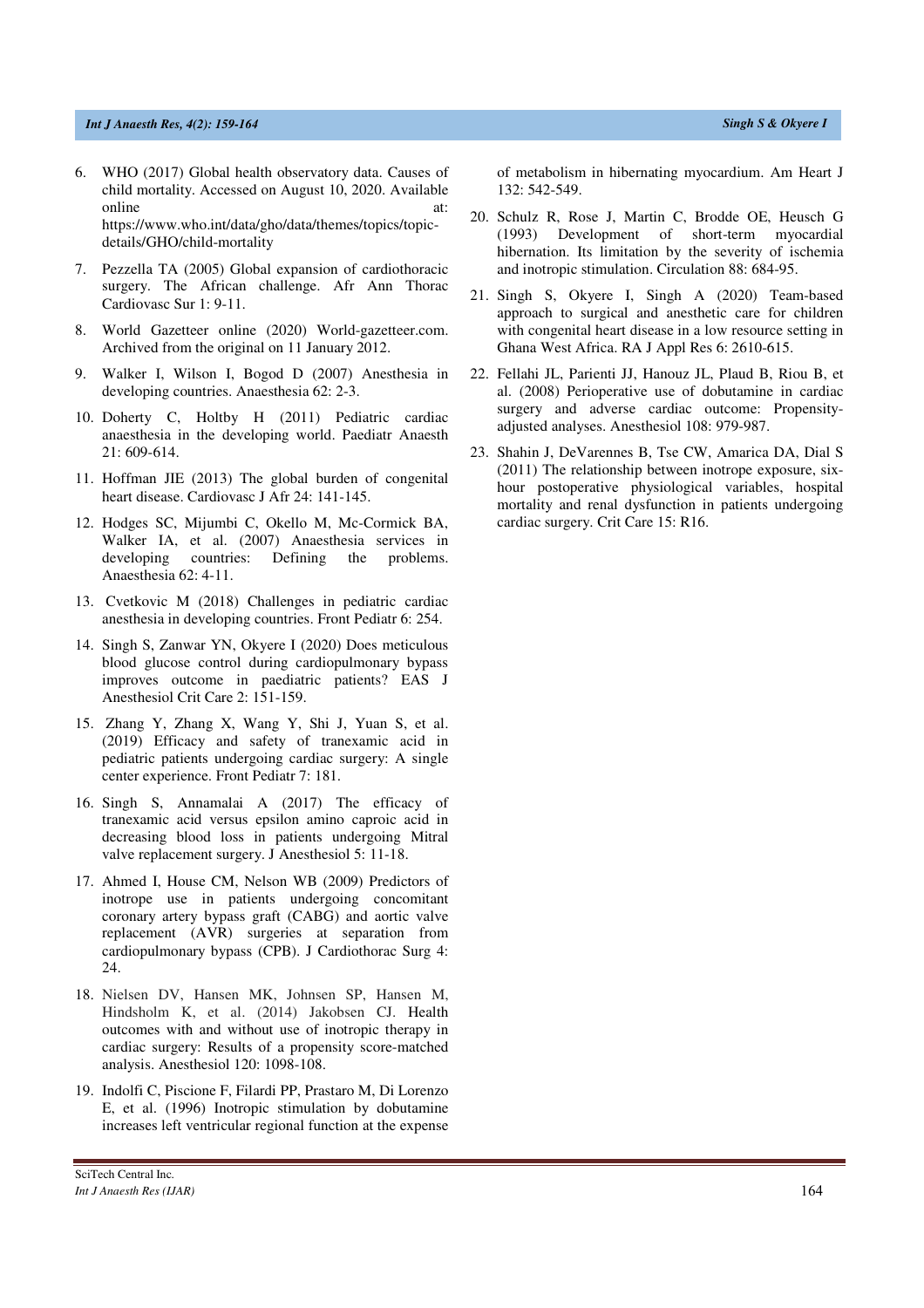6. WHO (2017) Global health observatory data. Causes of child mortality. Accessed on August 10, 2020. Available online at: https://www.who.int/data/gho/data/themes/topics/topic-details/GHO/child-mortality

7. Pezzella TA (2005) Global expansion of cardiothoracic surgery. The African challenge. Afr Ann Thorac Cardiovasc Sur 1: 9-11.

8. World Gazetteer online (2020) World-gazetteer.com. Archived from the original on 11 January 2012.

9. Walker I, Wilson I, Bogod D (2007) Anesthesia in developing countries. Anaesthesia 62: 2-3.

10. Doherty C, Holtby H (2011) Pediatric cardiac anaesthesia in the developing world. Paediatr Anaesth 21: 609-614.

11. Hoffman JIE (2013) The global burden of congenital heart disease. Cardiovasc J Afr 24: 141-145.

12. Hodges SC, Mijumbi C, Okello M, Mc-Cormick BA, Walker IA, et al. (2007) Anaesthesia services in developing countries: Defining the problems. Anaesthesia 62: 4-11.

13. Cvetkovic M (2018) Challenges in pediatric cardiac anesthesia in developing countries. Front Pediatr 6: 254.

14. Singh S, Zanwar YN, Okyere I (2020) Does meticulous blood glucose control during cardiopulmonary bypass improves outcome in paediatric patients? EAS J Anesthesiol Crit Care 2: 151-159.

15. Zhang Y, Zhang X, Wang Y, Shi J, Yuan S, et al. (2019) Efficacy and safety of tranexamic acid in pediatric patients undergoing cardiac surgery: A single center experience. Front Pediatr 7: 181.

16. Singh S, Annamalai A (2017) The efficacy of tranexamic acid versus epsilon amino caproic acid in decreasing blood loss in patients undergoing Mitral valve replacement surgery. J Anesthesiol 5: 11-18.

17. Ahmed I, House CM, Nelson WB (2009) Predictors of inotrope use in patients undergoing concomitant coronary artery bypass graft (CABG) and aortic valve replacement (AVR) surgeries at separation from cardiopulmonary bypass (CPB). J Cardiothorac Surg 4: 24.

18. Nielsen DV, Hansen MK, Johnsen SP, Hansen M, Hindsholm K, et al. (2014) Jakobsen CJ. Health outcomes with and without use of inotropic therapy in cardiac surgery: Results of a propensity score-matched analysis. Anesthesiol 120: 1098-108.

19. Indolfi C, Piscione F, Filardi PP, Prastaro M, Di Lorenzo E, et al. (1996) Inotropic stimulation by dobutamine increases left ventricular regional function at the expense of metabolism in hibernating myocardium. Am Heart J 132: 542-549.

20. Schulz R, Rose J, Martin C, Brodde OE, Heusch G (1993) Development of short-term myocardial hibernation. Its limitation by the severity of ischemia and inotropic stimulation. Circulation 88: 684-95.

21. Singh S, Okyere I, Singh A (2020) Team-based approach to surgical and anesthetic care for children with congenital heart disease in a low resource setting in Ghana West Africa. RA J Appl Res 6: 2610-615.

22. Fellahi JL, Parienti JJ, Hanouz JL, Plaud B, Riou B, et al. (2008) Perioperative use of dobutamine in cardiac surgery and adverse cardiac outcome: Propensity-adjusted analyses. Anesthesiol 108: 979-987.

23. Shahin J, DeVarennes B, Tse CW, Amarica DA, Dial S (2011) The relationship between inotrope exposure, six-hour postoperative physiological variables, hospital mortality and renal dysfunction in patients undergoing cardiac surgery. Crit Care 15: R16.